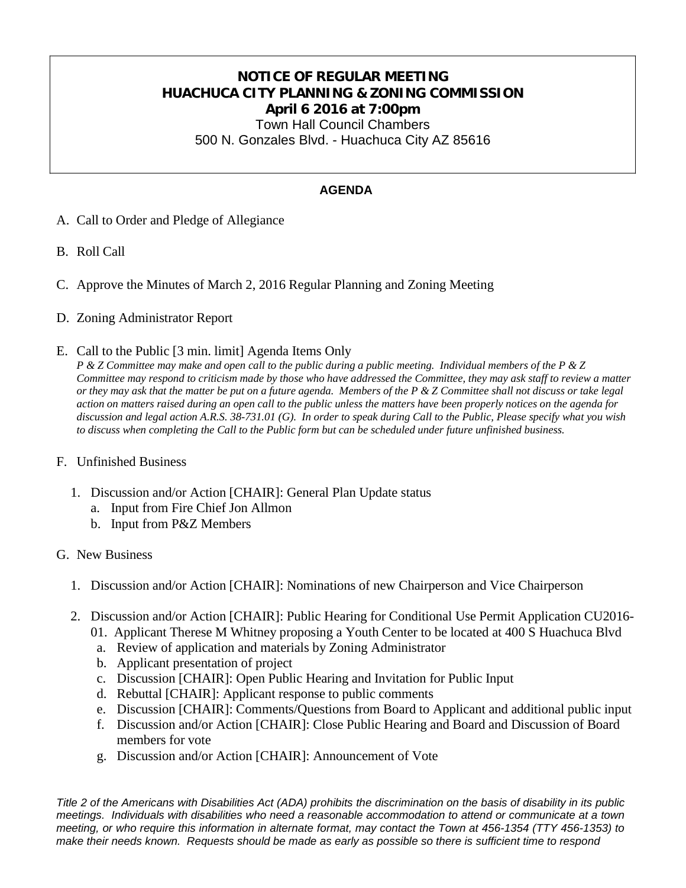**NOTICE OF REGULAR MEETING**
**HUACHUCA CITY PLANNING & ZONING COMMISSION**
**April 6 2016 at 7:00pm**
Town Hall Council Chambers
500 N. Gonzales Blvd. - Huachuca City AZ 85616

**AGENDA**

A. Call to Order and Pledge of Allegiance

B. Roll Call

C. Approve the Minutes of March 2, 2016 Regular Planning and Zoning Meeting

D. Zoning Administrator Report

E. Call to the Public [3 min. limit] Agenda Items Only
*P & Z Committee may make and open call to the public during a public meeting. Individual members of the P & Z Committee may respond to criticism made by those who have addressed the Committee, they may ask staff to review a matter or they may ask that the matter be put on a future agenda. Members of the P & Z Committee shall not discuss or take legal action on matters raised during an open call to the public unless the matters have been properly notices on the agenda for discussion and legal action A.R.S. 38-731.01 (G). In order to speak during Call to the Public, Please specify what you wish to discuss when completing the Call to the Public form but can be scheduled under future unfinished business.*

F. Unfinished Business

1. Discussion and/or Action [CHAIR]: General Plan Update status
   a. Input from Fire Chief Jon Allmon
   b. Input from P&Z Members

G. New Business

1. Discussion and/or Action [CHAIR]: Nominations of new Chairperson and Vice Chairperson

2. Discussion and/or Action [CHAIR]: Public Hearing for Conditional Use Permit Application CU2016-01. Applicant Therese M Whitney proposing a Youth Center to be located at 400 S Huachuca Blvd
   a. Review of application and materials by Zoning Administrator
   b. Applicant presentation of project
   c. Discussion [CHAIR]: Open Public Hearing and Invitation for Public Input
   d. Rebuttal [CHAIR]: Applicant response to public comments
   e. Discussion [CHAIR]: Comments/Questions from Board to Applicant and additional public input
   f. Discussion and/or Action [CHAIR]: Close Public Hearing and Board and Discussion of Board members for vote
   g. Discussion and/or Action [CHAIR]: Announcement of Vote

*Title 2 of the Americans with Disabilities Act (ADA) prohibits the discrimination on the basis of disability in its public meetings. Individuals with disabilities who need a reasonable accommodation to attend or communicate at a town meeting, or who require this information in alternate format, may contact the Town at 456-1354 (TTY 456-1353) to make their needs known. Requests should be made as early as possible so there is sufficient time to respond*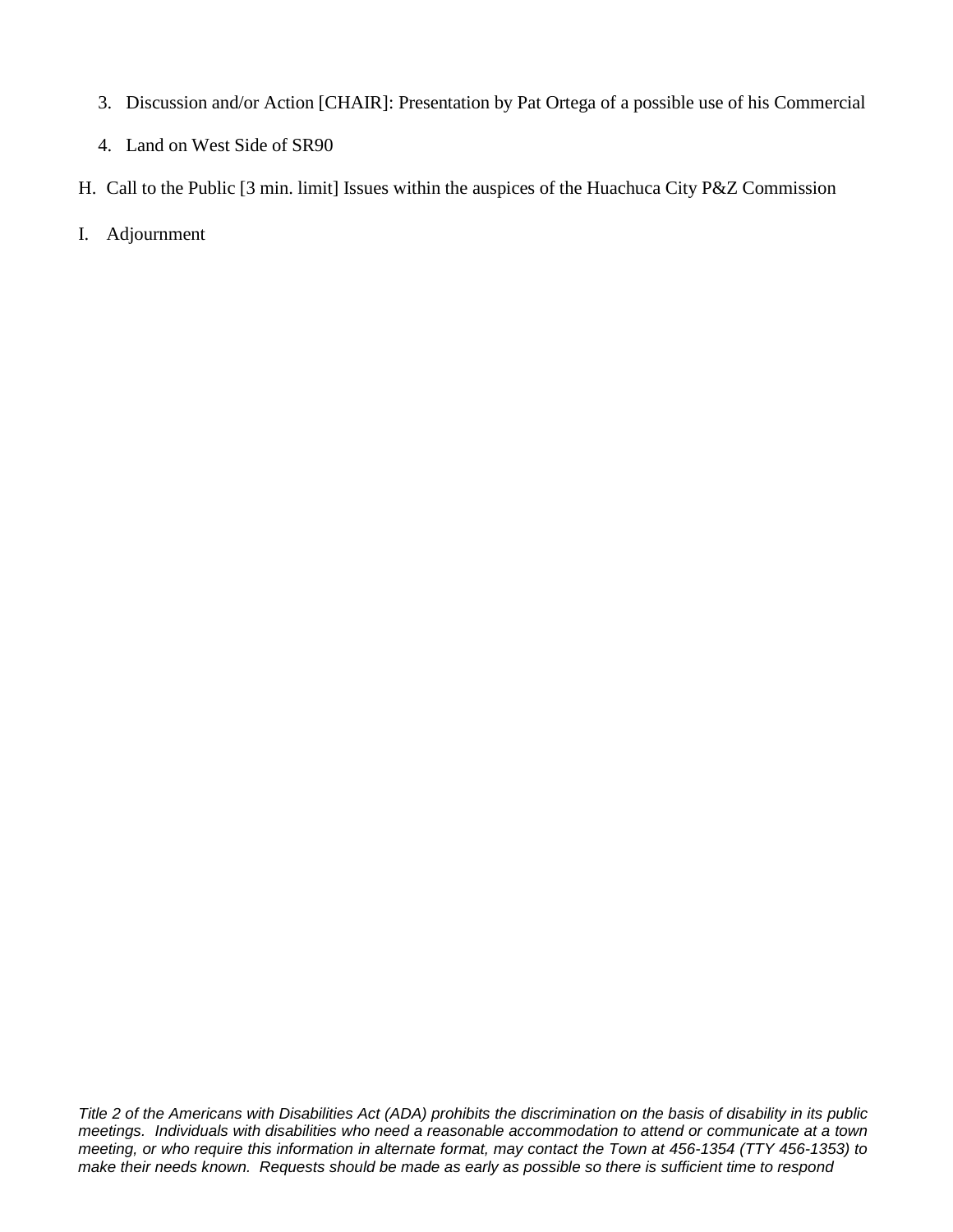3. Discussion and/or Action [CHAIR]: Presentation by Pat Ortega of a possible use of his Commercial
4. Land on West Side of SR90

H. Call to the Public [3 min. limit] Issues within the auspices of the Huachuca City P&Z Commission

I. Adjournment

*Title 2 of the Americans with Disabilities Act (ADA) prohibits the discrimination on the basis of disability in its public meetings. Individuals with disabilities who need a reasonable accommodation to attend or communicate at a town meeting, or who require this information in alternate format, may contact the Town at 456-1354 (TTY 456-1353) to make their needs known. Requests should be made as early as possible so there is sufficient time to respond*